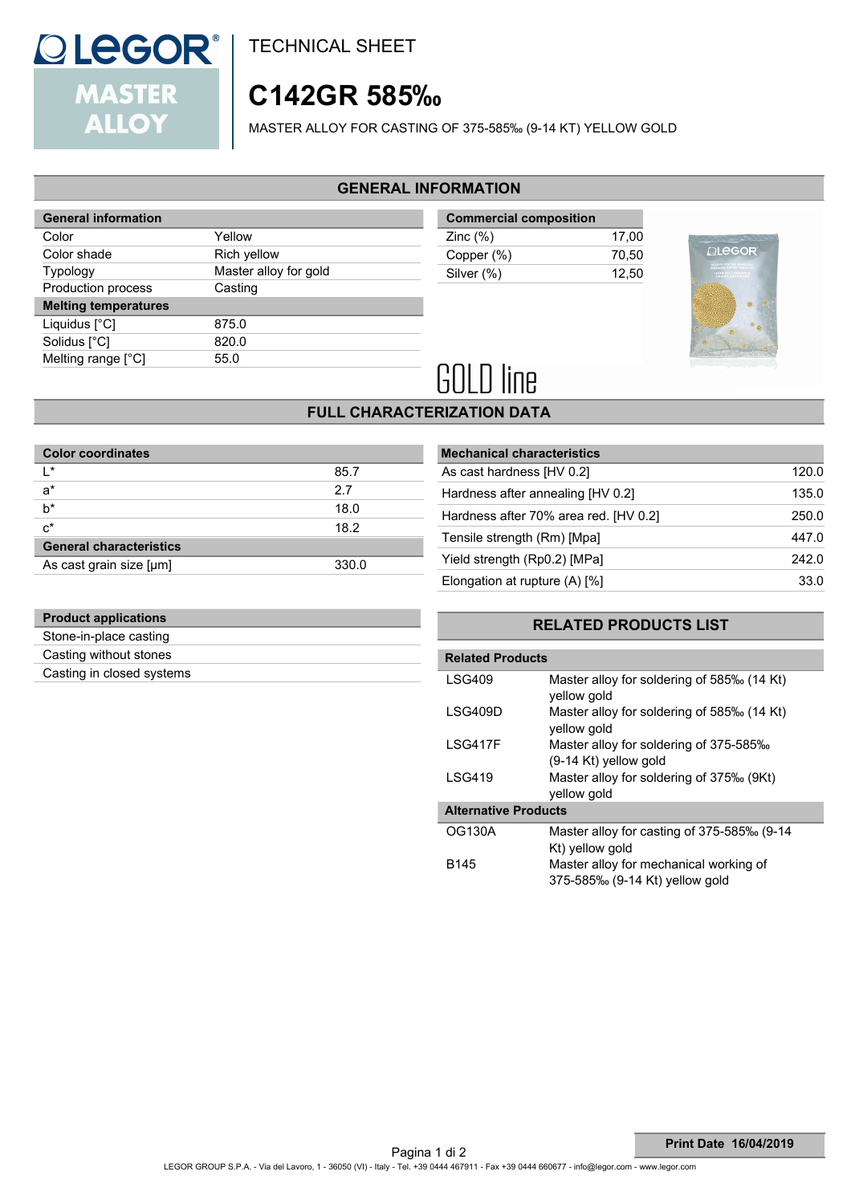# TECHNICAL SHEET

# C142GR 585‰

MASTER ALLOY FOR CASTING OF 375-585‰ (9-14 KT) YELLOW GOLD

## GENERAL INFORMATION

| General information | |
|---|---|
| Color | Yellow |
| Color shade | Rich yellow |
| Typology | Master alloy for gold |
| Production process | Casting |
| **Melting temperatures** | |
| Liquidus [°C] | 875.0 |
| Solidus [°C] | 820.0 |
| Melting range [°C] | 55.0 |

| Commercial composition | |
|---|---|
| Zinc (%) | 17,00 |
| Copper (%) | 70,50 |
| Silver (%) | 12,50 |

GOLD line

## FULL CHARACTERIZATION DATA

| Color coordinates | |
|---|---|
| L* | 85.7 |
| a* | 2.7 |
| b* | 18.0 |
| c* | 18.2 |
| **General characteristics** | |
| As cast grain size [µm] | 330.0 |

| Mechanical characteristics | |
|---|---|
| As cast hardness [HV 0.2] | 120.0 |
| Hardness after annealing [HV 0.2] | 135.0 |
| Hardness after 70% area red. [HV 0.2] | 250.0 |
| Tensile strength (Rm) [Mpa] | 447.0 |
| Yield strength (Rp0.2) [MPa] | 242.0 |
| Elongation at rupture (A) [%] | 33.0 |

| Product applications |
|---|
| Stone-in-place casting |
| Casting without stones |
| Casting in closed systems |

## RELATED PRODUCTS LIST

| Related Products | |
|---|---|
| LSG409 | Master alloy for soldering of 585‰ (14 Kt) yellow gold |
| LSG409D | Master alloy for soldering of 585‰ (14 Kt) yellow gold |
| LSG417F | Master alloy for soldering of 375-585‰ (9-14 Kt) yellow gold |
| LSG419 | Master alloy for soldering of 375‰ (9Kt) yellow gold |
| **Alternative Products** | |
| OG130A | Master alloy for casting of 375-585‰ (9-14 Kt) yellow gold |
| B145 | Master alloy for mechanical working of 375-585‰ (9-14 Kt) yellow gold |

**Print Date 16/04/2019**

LEGOR GROUP S.P.A. - Via del Lavoro, 1 - 36050 (VI) - Italy - Tel. +39 0444 467911 - Fax +39 0444 660677 - info@legor.com - www.legor.com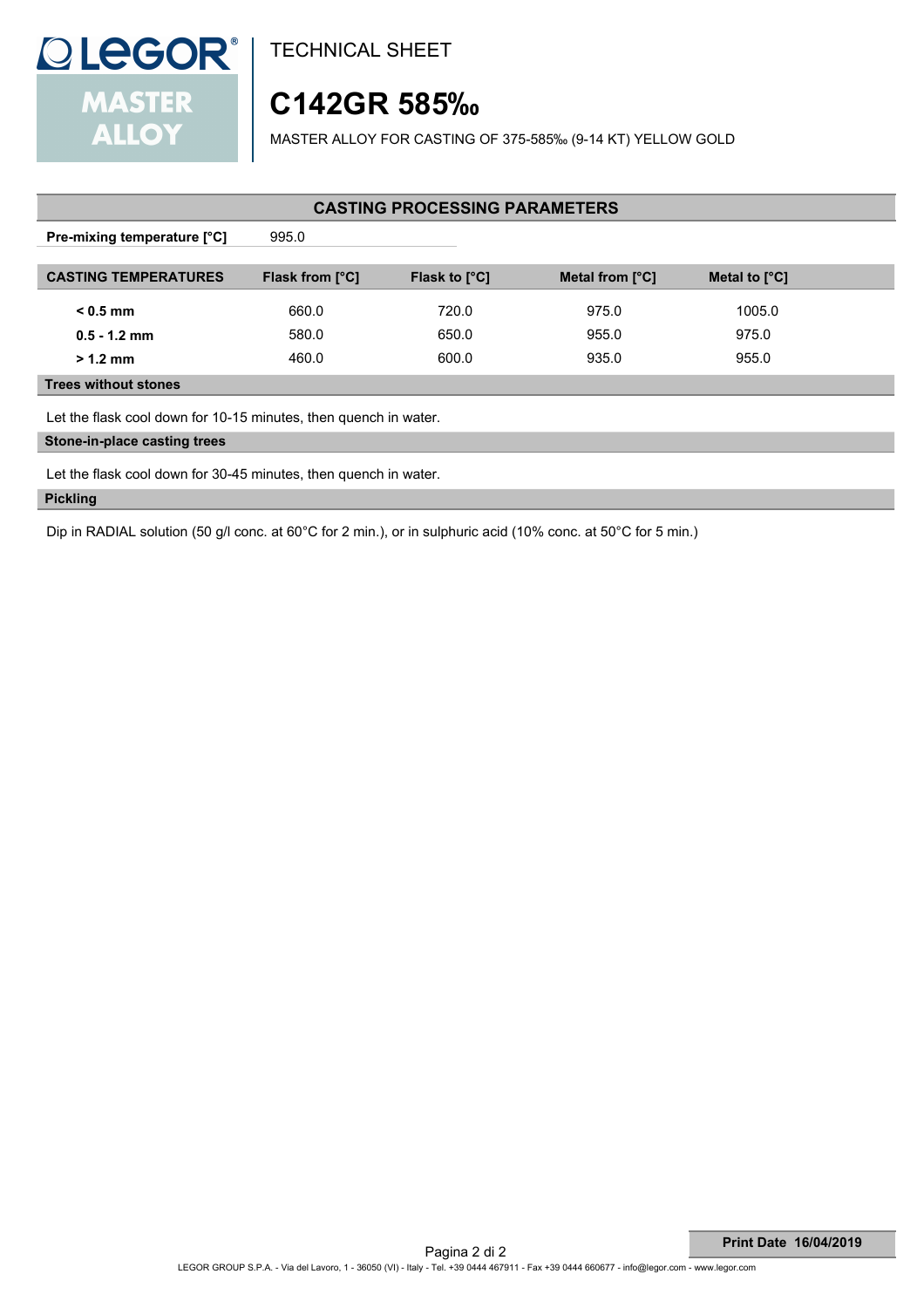# TECHNICAL SHEET

# C142GR 585‰

MASTER ALLOY FOR CASTING OF 375-585‰ (9-14 KT) YELLOW GOLD

## CASTING PROCESSING PARAMETERS

**Pre-mixing temperature [°C]** 995.0

| CASTING TEMPERATURES | Flask from [°C] | Flask to [°C] | Metal from [°C] | Metal to [°C] |
|---|---|---|---|---|
| **< 0.5 mm** | 660.0 | 720.0 | 975.0 | 1005.0 |
| **0.5 - 1.2 mm** | 580.0 | 650.0 | 955.0 | 975.0 |
| **> 1.2 mm** | 460.0 | 600.0 | 935.0 | 955.0 |

### Trees without stones

Let the flask cool down for 10-15 minutes, then quench in water.

### Stone-in-place casting trees

Let the flask cool down for 30-45 minutes, then quench in water.

### Pickling

Dip in RADIAL solution (50 g/l conc. at 60°C for 2 min.), or in sulphuric acid (10% conc. at 50°C for 5 min.)

**Print Date 16/04/2019**

LEGOR GROUP S.P.A. - Via del Lavoro, 1 - 36050 (VI) - Italy - Tel. +39 0444 467911 - Fax +39 0444 660677 - info@legor.com - www.legor.com